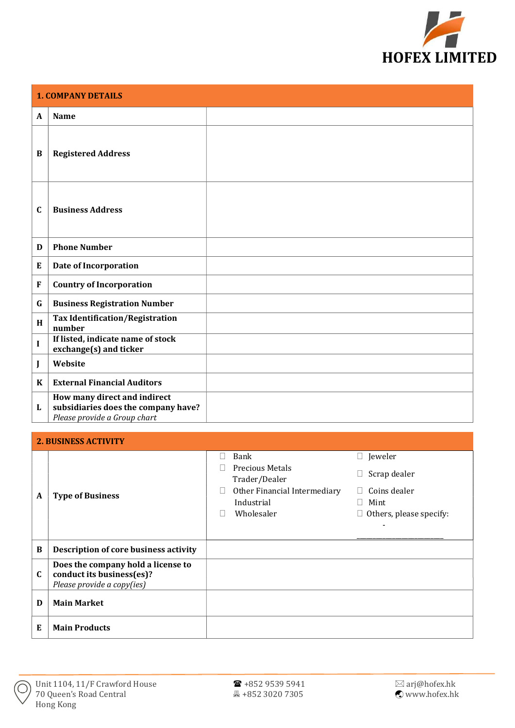**HOFEX LIMITED**

| 1. COMPANY DETAILS | | |
|---|---|---|
| A | **Name** | |
| B | **Registered Address** | |
| C | **Business Address** | |
| D | **Phone Number** | |
| E | **Date of Incorporation** | |
| F | **Country of Incorporation** | |
| G | **Business Registration Number** | |
| H | **Tax Identification/Registration number** | |
| I | **If listed, indicate name of stock exchange(s) and ticker** | |
| J | **Website** | |
| K | **External Financial Auditors** | |
| L | **How many direct and indirect subsidiaries does the company have?** *Please provide a Group chart* | |

| 2. BUSINESS ACTIVITY | | |
|---|---|---|
| A | **Type of Business** | ☐ Bank ☐ Precious Metals Trader/Dealer ☐ Other Financial Intermediary Industrial ☐ Wholesaler ☐ Jeweler ☐ Scrap dealer ☐ Coins dealer ☐ Mint ☐ Others, please specify: - ____________________ |
| B | **Description of core business activity** | |
| C | **Does the company hold a license to conduct its business(es)?** *Please provide a copy(ies)* | |
| D | **Main Market** | |
| E | **Main Products** | |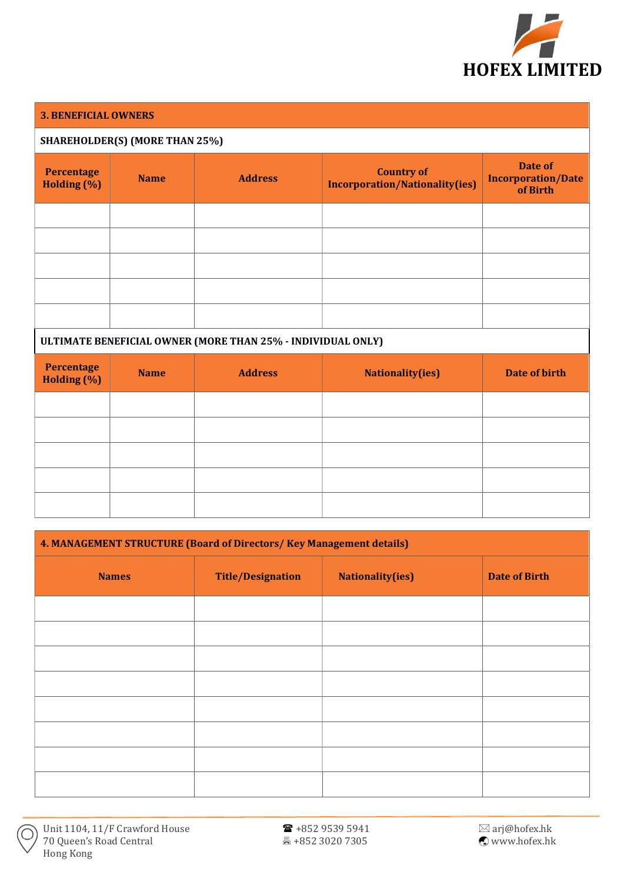## 3. BENEFICIAL OWNERS

### SHAREHOLDER(S) (MORE THAN 25%)

| Percentage Holding (%) | Name | Address | Country of Incorporation/Nationality(ies) | Date of Incorporation/Date of Birth |
|---|---|---|---|---|
| | | | | |
| | | | | |
| | | | | |
| | | | | |
| | | | | |

### ULTIMATE BENEFICIAL OWNER (MORE THAN 25% - INDIVIDUAL ONLY)

| Percentage Holding (%) | Name | Address | Nationality(ies) | Date of birth |
|---|---|---|---|---|
| | | | | |
| | | | | |
| | | | | |
| | | | | |
| | | | | |

## 4. MANAGEMENT STRUCTURE (Board of Directors/ Key Management details)

| Names | Title/Designation | Nationality(ies) | Date of Birth |
|---|---|---|---|
| | | | |
| | | | |
| | | | |
| | | | |
| | | | |
| | | | |
| | | | |
| | | | |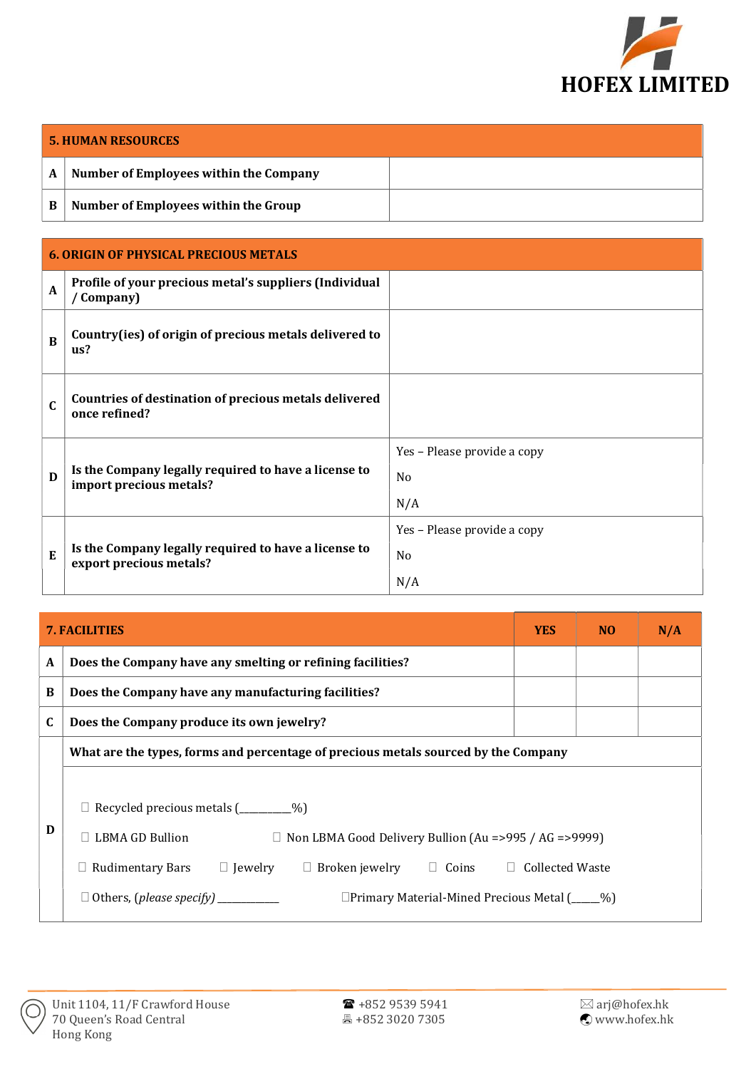**HOFEX LIMITED**

| 5. HUMAN RESOURCES | | |
|---|---|---|
| A | Number of Employees within the Company | |
| B | Number of Employees within the Group | |

| 6. ORIGIN OF PHYSICAL PRECIOUS METALS | | |
|---|---|---|
| A | Profile of your precious metal's suppliers (Individual / Company) | |
| B | Country(ies) of origin of precious metals delivered to us? | |
| C | Countries of destination of precious metals delivered once refined? | |
| D | Is the Company legally required to have a license to import precious metals? | Yes – Please provide a copy<br>No<br>N/A |
| E | Is the Company legally required to have a license to export precious metals? | Yes – Please provide a copy<br>No<br>N/A |

| 7. FACILITIES | | YES | NO | N/A |
|---|---|---|---|---|
| A | Does the Company have any smelting or refining facilities? | | | |
| B | Does the Company have any manufacturing facilities? | | | |
| C | Does the Company produce its own jewelry? | | | |
| D | What are the types, forms and percentage of precious metals sourced by the Company<br><br>☐ Recycled precious metals (_________%)<br>☐ LBMA GD Bullion ☐ Non LBMA Good Delivery Bullion (Au =>995 / AG =>9999)<br>☐ Rudimentary Bars ☐ Jewelry ☐ Broken jewelry ☐ Coins ☐ Collected Waste<br>☐ Others, *(please specify)* ___________ ☐Primary Material-Mined Precious Metal (_____%) | | | |

Unit 1104, 11/F Crawford House
70 Queen's Road Central
Hong Kong

☎ +852 9539 5941
🖷 +852 3020 7305

✉ arj@hofex.hk
www.hofex.hk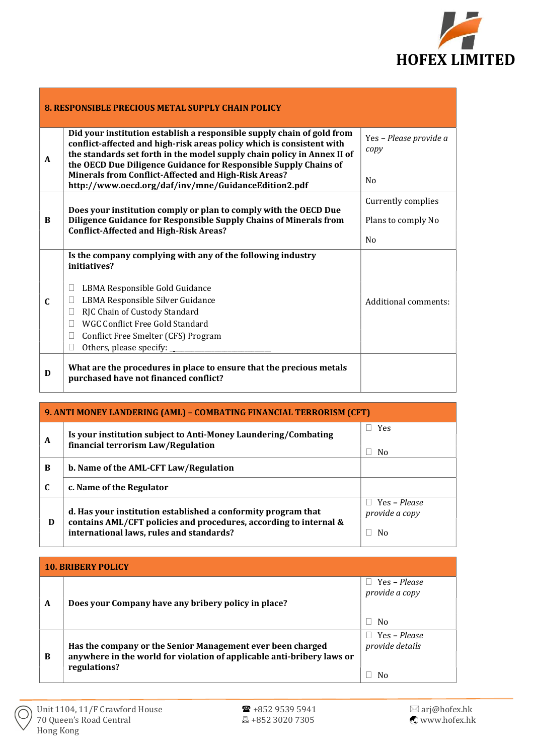| 8. RESPONSIBLE PRECIOUS METAL SUPPLY CHAIN POLICY | | |
|---|---|---|
| **A** | **Did your institution establish a responsible supply chain of gold from conflict-affected and high-risk areas policy which is consistent with the standards set forth in the model supply chain policy in Annex II of the OECD Due Diligence Guidance for Responsible Supply Chains of Minerals from Conflict-Affected and High-Risk Areas? http://www.oecd.org/daf/inv/mne/GuidanceEdition2.pdf** | Yes – *Please provide a copy*<br><br>No |
| **B** | **Does your institution comply or plan to comply with the OECD Due Diligence Guidance for Responsible Supply Chains of Minerals from Conflict-Affected and High-Risk Areas?** | Currently complies<br><br>Plans to comply No<br><br>No |
| **C** | **Is the company complying with any of the following industry initiatives?**<br><br>☐ LBMA Responsible Gold Guidance<br>☐ LBMA Responsible Silver Guidance<br>☐ RJC Chain of Custody Standard<br>☐ WGC Conflict Free Gold Standard<br>☐ Conflict Free Smelter (CFS) Program<br>☐ Others, please specify: ___________________________ | Additional comments: |
| **D** | **What are the procedures in place to ensure that the precious metals purchased have not financed conflict?** | |

| 9. ANTI MONEY LANDERING (AML) – COMBATING FINANCIAL TERRORISM (CFT) | | |
|---|---|---|
| **A** | **Is your institution subject to Anti-Money Laundering/Combating financial terrorism Law/Regulation** | ☐ Yes<br><br>☐ No |
| **B** | **b. Name of the AML-CFT Law/Regulation** | |
| **C** | **c. Name of the Regulator** | |
| **D** | **d. Has your institution established a conformity program that contains AML/CFT policies and procedures, according to internal & international laws, rules and standards?** | ☐ Yes – *Please provide a copy*<br><br>☐ No |

| 10. BRIBERY POLICY | | |
|---|---|---|
| **A** | **Does your Company have any bribery policy in place?** | ☐ Yes – *Please provide a copy*<br><br>☐ No |
| **B** | **Has the company or the Senior Management ever been charged anywhere in the world for violation of applicable anti-bribery laws or regulations?** | ☐ Yes – *Please provide details*<br><br>☐ No |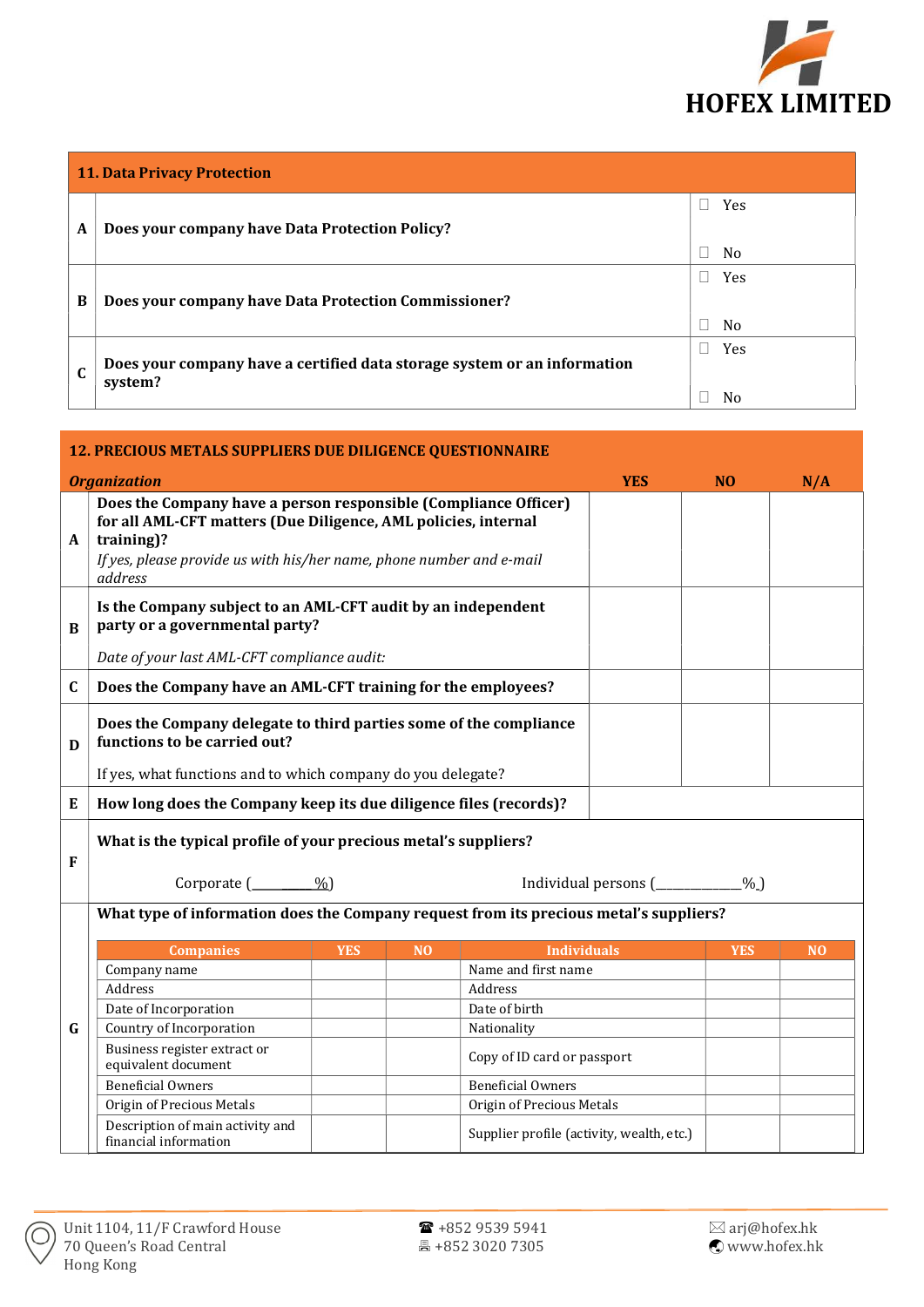HOFEX LIMITED

| 11. Data Privacy Protection | | |
|---|---|---|
| A | **Does your company have Data Protection Policy?** | ☐ Yes<br>☐ No |
| B | **Does your company have Data Protection Commissioner?** | ☐ Yes<br>☐ No |
| C | **Does your company have a certified data storage system or an information system?** | ☐ Yes<br>☐ No |

| **12. PRECIOUS METALS SUPPLIERS DUE DILIGENCE QUESTIONNAIRE** | | | | |
|---|---|---|---|---|
| ***Organization*** | | **YES** | **NO** | **N/A** |
| A | **Does the Company have a person responsible (Compliance Officer) for all AML-CFT matters (Due Diligence, AML policies, internal training)?**<br>*If yes, please provide us with his/her name, phone number and e-mail address* | | | |
| B | **Is the Company subject to an AML-CFT audit by an independent party or a governmental party?**<br>*Date of your last AML-CFT compliance audit:* | | | |
| C | **Does the Company have an AML-CFT training for the employees?** | | | |
| D | **Does the Company delegate to third parties some of the compliance functions to be carried out?**<br>If yes, what functions and to which company do you delegate? | | | |
| E | **How long does the Company keep its due diligence files (records)?** | | | |
| F | **What is the typical profile of your precious metal's suppliers?**<br>Corporate (\_\_\_\_\_\_\_\_%) Individual persons (\_\_\_\_\_\_\_\_\_\_\_\_%) | | | |
| G | **What type of information does the Company request from its precious metal's suppliers?** | | | |

| Companies | YES | NO | Individuals | YES | NO |
|---|---|---|---|---|---|
| Company name | | | Name and first name | | |
| Address | | | Address | | |
| Date of Incorporation | | | Date of birth | | |
| Country of Incorporation | | | Nationality | | |
| Business register extract or equivalent document | | | Copy of ID card or passport | | |
| Beneficial Owners | | | Beneficial Owners | | |
| Origin of Precious Metals | | | Origin of Precious Metals | | |
| Description of main activity and financial information | | | Supplier profile (activity, wealth, etc.) | | |

Unit 1104, 11/F Crawford House
70 Queen's Road Central
Hong Kong

☎ +852 9539 5941
+852 3020 7305

arj@hofex.hk
www.hofex.hk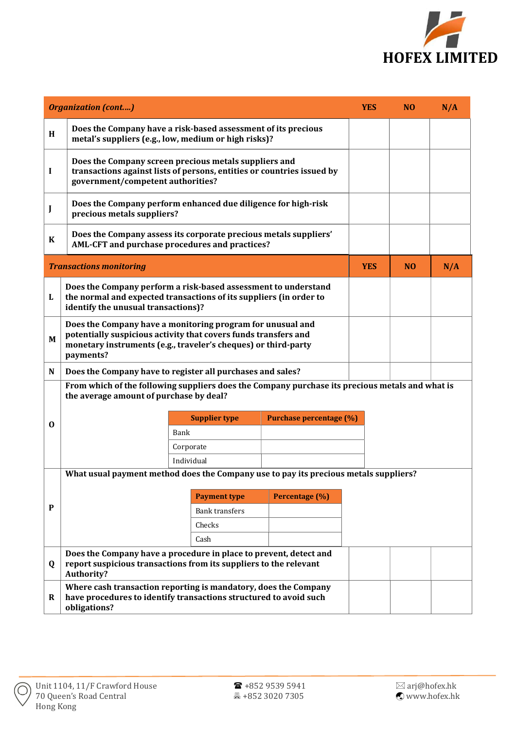| | Organization (cont….) | YES | NO | N/A |
|---|---|---|---|---|
| H | Does the Company have a risk-based assessment of its precious metal's suppliers (e.g., low, medium or high risks)? | | | |
| I | Does the Company screen precious metals suppliers and transactions against lists of persons, entities or countries issued by government/competent authorities? | | | |
| J | Does the Company perform enhanced due diligence for high-risk precious metals suppliers? | | | |
| K | Does the Company assess its corporate precious metals suppliers' AML-CFT and purchase procedures and practices? | | | |

| | Transactions monitoring | YES | NO | N/A |
|---|---|---|---|---|
| L | Does the Company perform a risk-based assessment to understand the normal and expected transactions of its suppliers (in order to identify the unusual transactions)? | | | |
| M | Does the Company have a monitoring program for unusual and potentially suspicious activity that covers funds transfers and monetary instruments (e.g., traveler's cheques) or third-party payments? | | | |
| N | Does the Company have to register all purchases and sales? | | | |

**O** From which of the following suppliers does the Company purchase its precious metals and what is the average amount of purchase by deal?

| Supplier type | Purchase percentage (%) |
|---|---|
| Bank | |
| Corporate | |
| Individual | |

**P** What usual payment method does the Company use to pay its precious metals suppliers?

| Payment type | Percentage (%) |
|---|---|
| Bank transfers | |
| Checks | |
| Cash | |

| | | YES | NO | N/A |
|---|---|---|---|---|
| Q | Does the Company have a procedure in place to prevent, detect and report suspicious transactions from its suppliers to the relevant Authority? | | | |
| R | Where cash transaction reporting is mandatory, does the Company have procedures to identify transactions structured to avoid such obligations? | | | |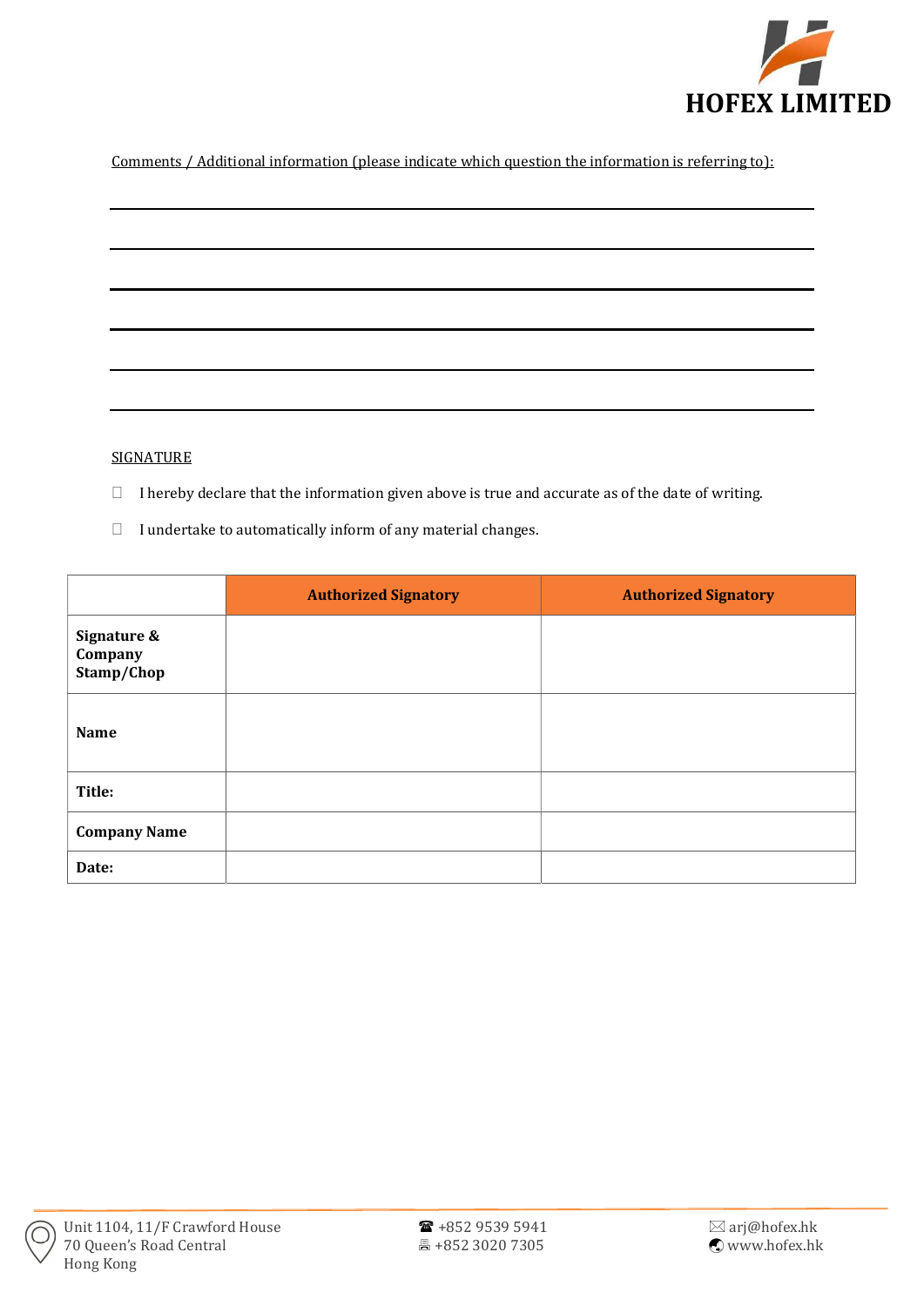HOFEX LIMITED

Comments / Additional information (please indicate which question the information is referring to):

SIGNATURE

☐ I hereby declare that the information given above is true and accurate as of the date of writing.

☐ I undertake to automatically inform of any material changes.

| | Authorized Signatory | Authorized Signatory |
|---|---|---|
| **Signature & Company Stamp/Chop** | | |
| **Name** | | |
| **Title:** | | |
| **Company Name** | | |
| **Date:** | | |

Unit 1104, 11/F Crawford House
70 Queen's Road Central
Hong Kong

☎ +852 9539 5941
🖷 +852 3020 7305

✉ arj@hofex.hk
www.hofex.hk